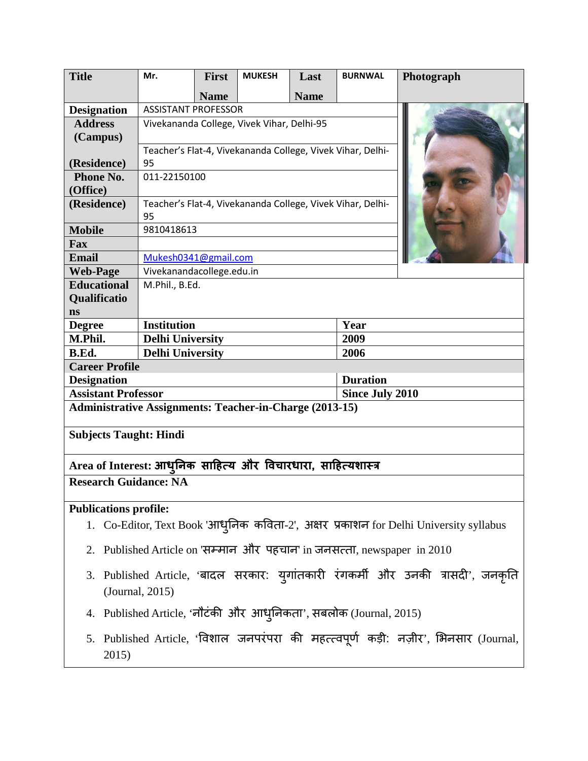| Title | Mr. | First Name | MUKESH | Last Name | BURNWAL | Photograph |
|---|---|---|---|---|---|---|
| Designation | ASSISTANT PROFESSOR | | | | | |
| Address (Campus) | Vivekananda College, Vivek Vihar, Delhi-95 | | | | | |
| (Residence) | Teacher's Flat-4, Vivekananda College, Vivek Vihar, Delhi-95 | | | | | |
| Phone No. (Office) | 011-22150100 | | | | | |
| (Residence) | Teacher's Flat-4, Vivekananda College, Vivek Vihar, Delhi-95 | | | | | |
| Mobile | 9810418613 | | | | | |
| Fax | | | | | | |
| Email | Mukesh0341@gmail.com | | | | | |
| Web-Page | Vivekanandacollege.edu.in | | | | | |
| Educational Qualifications | M.Phil., B.Ed. | | | | | |

| Degree | Institution | Year |
|---|---|---|
| M.Phil. | Delhi University | 2009 |
| B.Ed. | Delhi University | 2006 |

**Career Profile**

| Designation | Duration |
|---|---|
| Assistant Professor | Since July 2010 |

**Administrative Assignments: Teacher-in-Charge (2013-15)**

**Subjects Taught: Hindi**

**Area of Interest: आधुनिक साहित्य और विचारधारा, साहित्यशास्त्र**

**Research Guidance: NA**

**Publications profile:**

1. Co-Editor, Text Book 'आधुनिक कविता-2', अक्षर प्रकाशन for Delhi University syllabus
2. Published Article on 'सम्मान और पहचान' in जनसत्ता, newspaper in 2010
3. Published Article, 'बादल सरकार: युगांतकारी रंगकर्मी और उनकी त्रासदी', जनकृति (Journal, 2015)
4. Published Article, 'नौटंकी और आधुनिकता', सबलोक (Journal, 2015)
5. Published Article, 'विशाल जनपरंपरा की महत्त्वपूर्ण कड़ी: नज़ीर', भिनसार (Journal, 2015)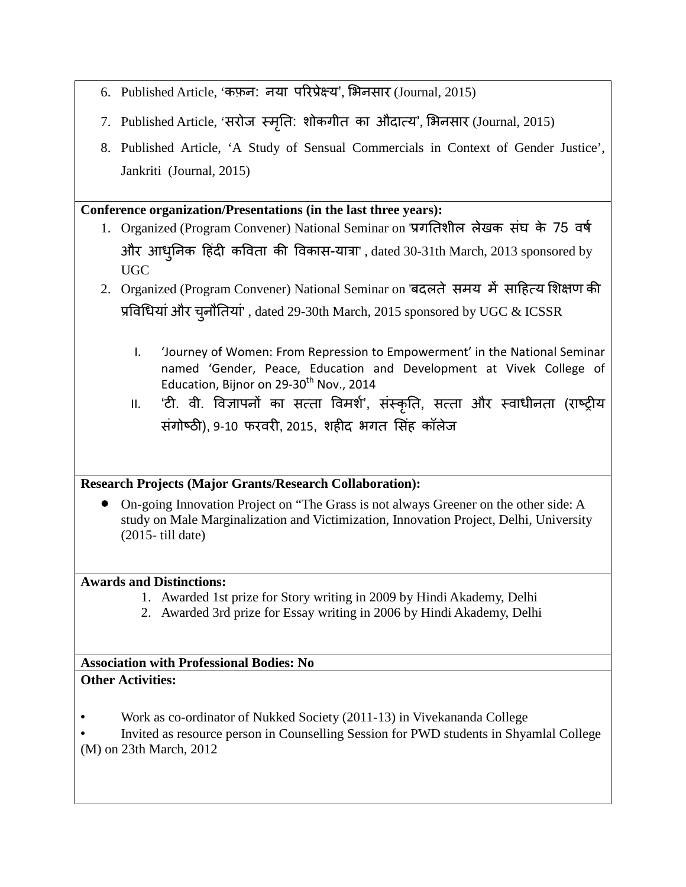6. Published Article, 'कफ़न: नया परिप्रेक्ष्य', भिनसार (Journal, 2015)
7. Published Article, 'सरोज स्मृति: शोकगीत का औदात्य', भिनसार (Journal, 2015)
8. Published Article, 'A Study of Sensual Commercials in Context of Gender Justice', Jankriti (Journal, 2015)

**Conference organization/Presentations (in the last three years):**

1. Organized (Program Convener) National Seminar on 'प्रगतिशील लेखक संघ के 75 वर्ष और आधुनिक हिंदी कविता की विकास-यात्रा' , dated 30-31th March, 2013 sponsored by UGC
2. Organized (Program Convener) National Seminar on 'बदलते समय में साहित्य शिक्षण की प्रविधियां और चुनौतियां' , dated 29-30th March, 2015 sponsored by UGC & ICSSR

   I. 'Journey of Women: From Repression to Empowerment' in the National Seminar named 'Gender, Peace, Education and Development at Vivek College of Education, Bijnor on 29-30th Nov., 2014
   II. 'टी. वी. विज्ञापनों का सत्ता विमर्श', संस्कृति, सत्ता और स्वाधीनता (राष्ट्रीय संगोष्ठी), 9-10 फरवरी, 2015, शहीद भगत सिंह कॉलेज

**Research Projects (Major Grants/Research Collaboration):**

- On-going Innovation Project on "The Grass is not always Greener on the other side: A study on Male Marginalization and Victimization, Innovation Project, Delhi, University (2015- till date)

**Awards and Distinctions:**

1. Awarded 1st prize for Story writing in 2009 by Hindi Akademy, Delhi
2. Awarded 3rd prize for Essay writing in 2006 by Hindi Akademy, Delhi

**Association with Professional Bodies: No**

**Other Activities:**

- Work as co-ordinator of Nukked Society (2011-13) in Vivekananda College
- Invited as resource person in Counselling Session for PWD students in Shyamlal College (M) on 23th March, 2012